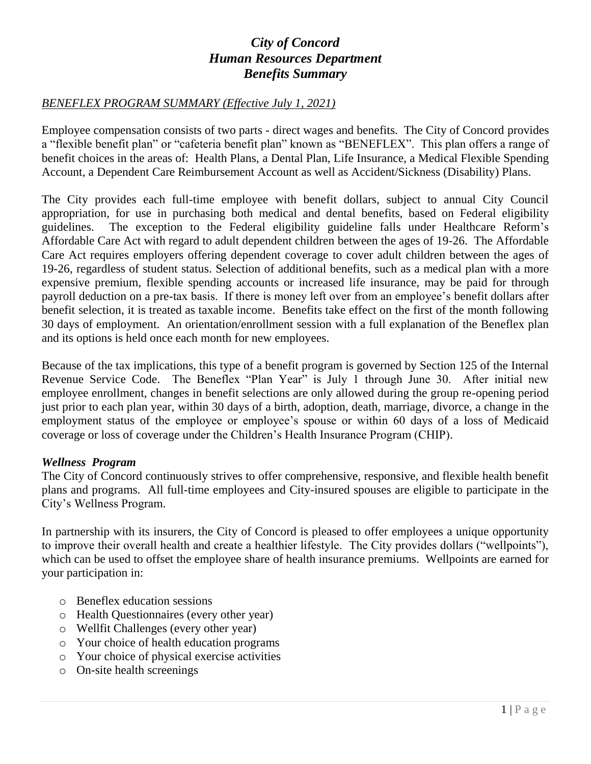# *City of Concord*
# *Human Resources Department*
# *Benefits Summary*

*BENEFLEX PROGRAM SUMMARY (Effective July 1, 2021)*

Employee compensation consists of two parts - direct wages and benefits. The City of Concord provides a "flexible benefit plan" or "cafeteria benefit plan" known as "BENEFLEX". This plan offers a range of benefit choices in the areas of: Health Plans, a Dental Plan, Life Insurance, a Medical Flexible Spending Account, a Dependent Care Reimbursement Account as well as Accident/Sickness (Disability) Plans.

The City provides each full-time employee with benefit dollars, subject to annual City Council appropriation, for use in purchasing both medical and dental benefits, based on Federal eligibility guidelines. The exception to the Federal eligibility guideline falls under Healthcare Reform's Affordable Care Act with regard to adult dependent children between the ages of 19-26. The Affordable Care Act requires employers offering dependent coverage to cover adult children between the ages of 19-26, regardless of student status. Selection of additional benefits, such as a medical plan with a more expensive premium, flexible spending accounts or increased life insurance, may be paid for through payroll deduction on a pre-tax basis. If there is money left over from an employee's benefit dollars after benefit selection, it is treated as taxable income. Benefits take effect on the first of the month following 30 days of employment. An orientation/enrollment session with a full explanation of the Beneflex plan and its options is held once each month for new employees.

Because of the tax implications, this type of a benefit program is governed by Section 125 of the Internal Revenue Service Code. The Beneflex "Plan Year" is July 1 through June 30. After initial new employee enrollment, changes in benefit selections are only allowed during the group re-opening period just prior to each plan year, within 30 days of a birth, adoption, death, marriage, divorce, a change in the employment status of the employee or employee's spouse or within 60 days of a loss of Medicaid coverage or loss of coverage under the Children's Health Insurance Program (CHIP).

### *Wellness Program*

The City of Concord continuously strives to offer comprehensive, responsive, and flexible health benefit plans and programs. All full-time employees and City-insured spouses are eligible to participate in the City's Wellness Program.

In partnership with its insurers, the City of Concord is pleased to offer employees a unique opportunity to improve their overall health and create a healthier lifestyle. The City provides dollars ("wellpoints"), which can be used to offset the employee share of health insurance premiums. Wellpoints are earned for your participation in:

- Beneflex education sessions
- Health Questionnaires (every other year)
- Wellfit Challenges (every other year)
- Your choice of health education programs
- Your choice of physical exercise activities
- On-site health screenings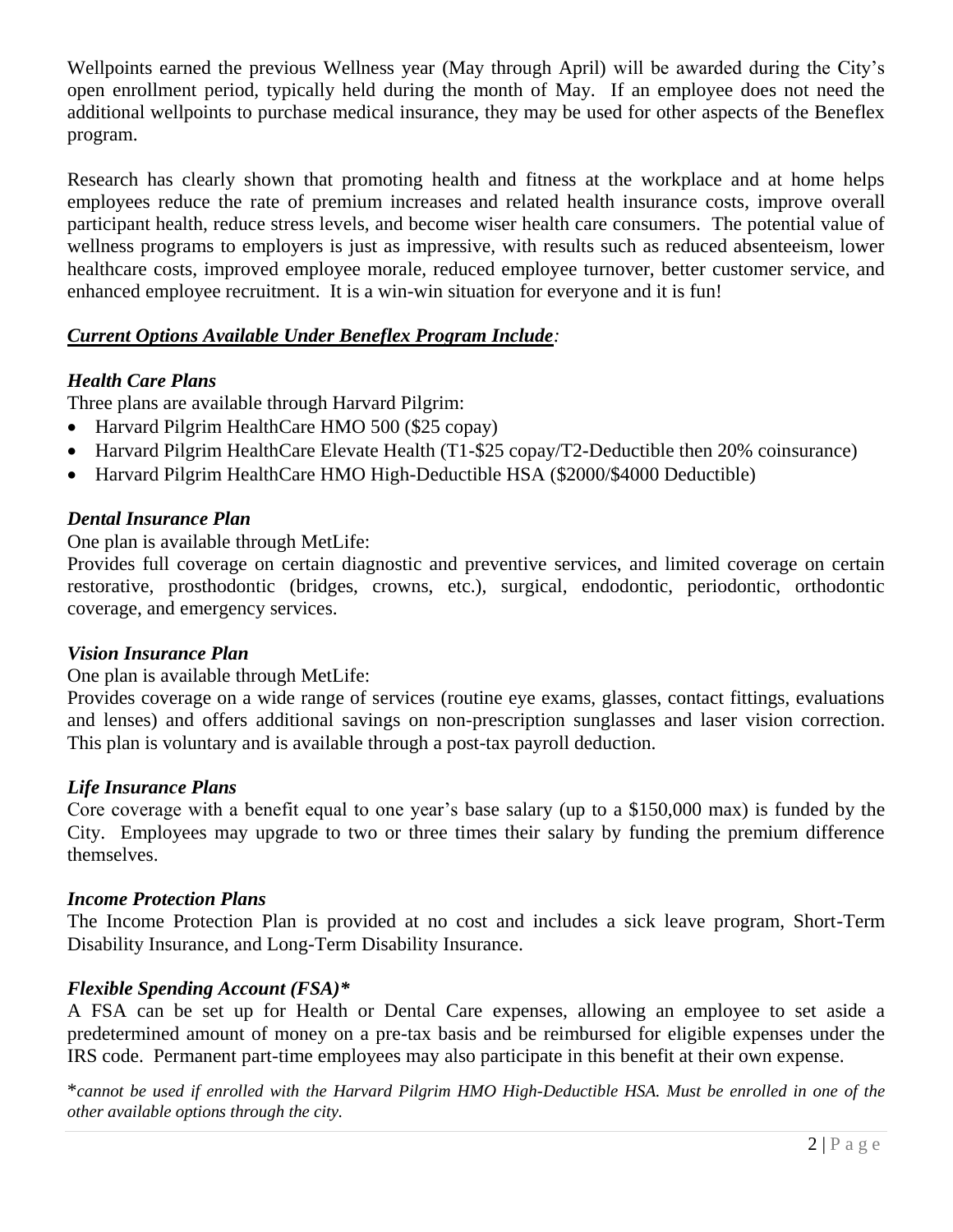Wellpoints earned the previous Wellness year (May through April) will be awarded during the City's open enrollment period, typically held during the month of May. If an employee does not need the additional wellpoints to purchase medical insurance, they may be used for other aspects of the Beneflex program.

Research has clearly shown that promoting health and fitness at the workplace and at home helps employees reduce the rate of premium increases and related health insurance costs, improve overall participant health, reduce stress levels, and become wiser health care consumers. The potential value of wellness programs to employers is just as impressive, with results such as reduced absenteeism, lower healthcare costs, improved employee morale, reduced employee turnover, better customer service, and enhanced employee recruitment. It is a win-win situation for everyone and it is fun!

***Current Options Available Under Beneflex Program Include:***

### *Health Care Plans*

Three plans are available through Harvard Pilgrim:

- Harvard Pilgrim HealthCare HMO 500 ($25 copay)
- Harvard Pilgrim HealthCare Elevate Health (T1-$25 copay/T2-Deductible then 20% coinsurance)
- Harvard Pilgrim HealthCare HMO High-Deductible HSA ($2000/$4000 Deductible)

### *Dental Insurance Plan*

One plan is available through MetLife:
Provides full coverage on certain diagnostic and preventive services, and limited coverage on certain restorative, prosthodontic (bridges, crowns, etc.), surgical, endodontic, periodontic, orthodontic coverage, and emergency services.

### *Vision Insurance Plan*

One plan is available through MetLife:
Provides coverage on a wide range of services (routine eye exams, glasses, contact fittings, evaluations and lenses) and offers additional savings on non-prescription sunglasses and laser vision correction. This plan is voluntary and is available through a post-tax payroll deduction.

### *Life Insurance Plans*

Core coverage with a benefit equal to one year's base salary (up to a $150,000 max) is funded by the City. Employees may upgrade to two or three times their salary by funding the premium difference themselves.

### *Income Protection Plans*

The Income Protection Plan is provided at no cost and includes a sick leave program, Short-Term Disability Insurance, and Long-Term Disability Insurance.

### *Flexible Spending Account (FSA)\**

A FSA can be set up for Health or Dental Care expenses, allowing an employee to set aside a predetermined amount of money on a pre-tax basis and be reimbursed for eligible expenses under the IRS code. Permanent part-time employees may also participate in this benefit at their own expense.

\**cannot be used if enrolled with the Harvard Pilgrim HMO High-Deductible HSA. Must be enrolled in one of the other available options through the city.*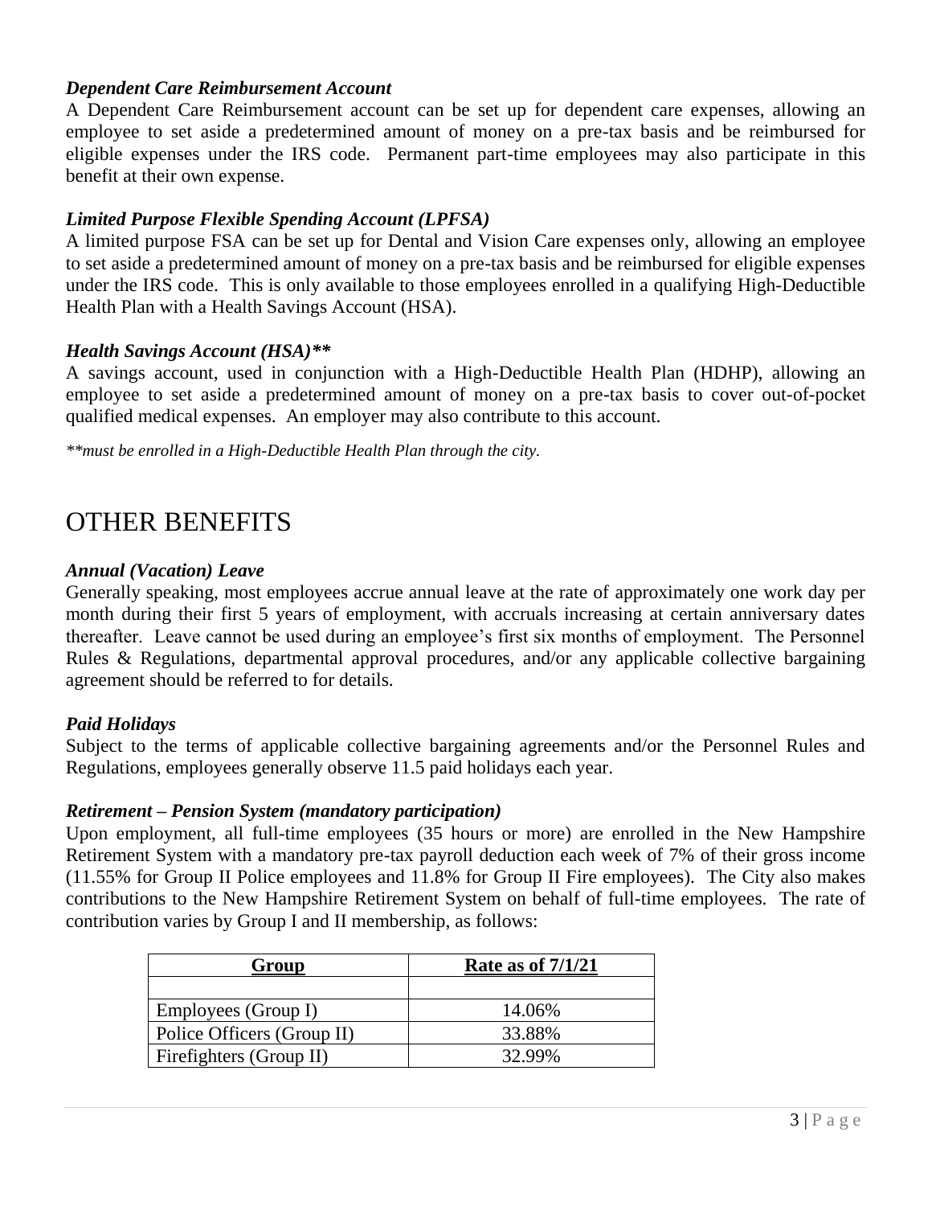### *Dependent Care Reimbursement Account*

A Dependent Care Reimbursement account can be set up for dependent care expenses, allowing an employee to set aside a predetermined amount of money on a pre-tax basis and be reimbursed for eligible expenses under the IRS code. Permanent part-time employees may also participate in this benefit at their own expense.

### *Limited Purpose Flexible Spending Account (LPFSA)*

A limited purpose FSA can be set up for Dental and Vision Care expenses only, allowing an employee to set aside a predetermined amount of money on a pre-tax basis and be reimbursed for eligible expenses under the IRS code. This is only available to those employees enrolled in a qualifying High-Deductible Health Plan with a Health Savings Account (HSA).

### *Health Savings Account (HSA)***

A savings account, used in conjunction with a High-Deductible Health Plan (HDHP), allowing an employee to set aside a predetermined amount of money on a pre-tax basis to cover out-of-pocket qualified medical expenses. An employer may also contribute to this account.

*\*\*must be enrolled in a High-Deductible Health Plan through the city.*

## OTHER BENEFITS

### *Annual (Vacation) Leave*

Generally speaking, most employees accrue annual leave at the rate of approximately one work day per month during their first 5 years of employment, with accruals increasing at certain anniversary dates thereafter. Leave cannot be used during an employee's first six months of employment. The Personnel Rules & Regulations, departmental approval procedures, and/or any applicable collective bargaining agreement should be referred to for details.

### *Paid Holidays*

Subject to the terms of applicable collective bargaining agreements and/or the Personnel Rules and Regulations, employees generally observe 11.5 paid holidays each year.

### *Retirement – Pension System (mandatory participation)*

Upon employment, all full-time employees (35 hours or more) are enrolled in the New Hampshire Retirement System with a mandatory pre-tax payroll deduction each week of 7% of their gross income (11.55% for Group II Police employees and 11.8% for Group II Fire employees). The City also makes contributions to the New Hampshire Retirement System on behalf of full-time employees. The rate of contribution varies by Group I and II membership, as follows:

| Group | Rate as of 7/1/21 |
|---|---|
| | |
| Employees (Group I) | 14.06% |
| Police Officers (Group II) | 33.88% |
| Firefighters (Group II) | 32.99% |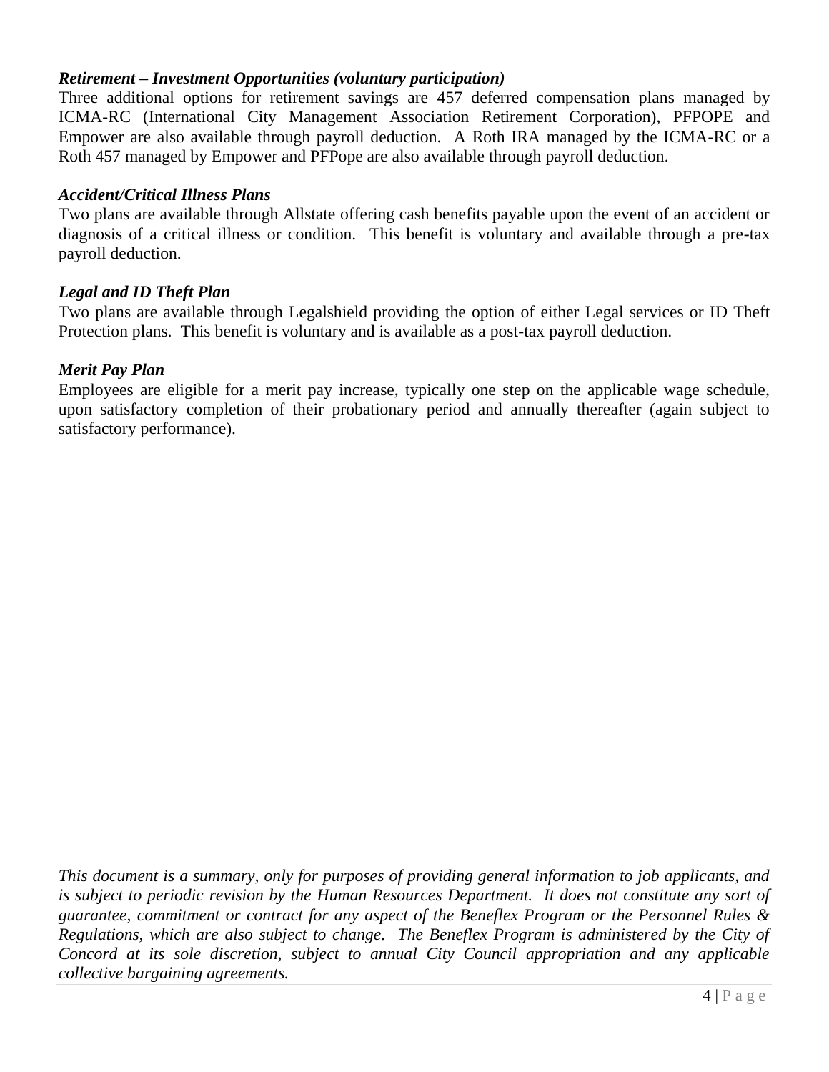***Retirement – Investment Opportunities (voluntary participation)***

Three additional options for retirement savings are 457 deferred compensation plans managed by ICMA-RC (International City Management Association Retirement Corporation), PFPOPE and Empower are also available through payroll deduction. A Roth IRA managed by the ICMA-RC or a Roth 457 managed by Empower and PFPope are also available through payroll deduction.

***Accident/Critical Illness Plans***

Two plans are available through Allstate offering cash benefits payable upon the event of an accident or diagnosis of a critical illness or condition. This benefit is voluntary and available through a pre-tax payroll deduction.

***Legal and ID Theft Plan***

Two plans are available through Legalshield providing the option of either Legal services or ID Theft Protection plans. This benefit is voluntary and is available as a post-tax payroll deduction.

***Merit Pay Plan***

Employees are eligible for a merit pay increase, typically one step on the applicable wage schedule, upon satisfactory completion of their probationary period and annually thereafter (again subject to satisfactory performance).

*This document is a summary, only for purposes of providing general information to job applicants, and is subject to periodic revision by the Human Resources Department. It does not constitute any sort of guarantee, commitment or contract for any aspect of the Beneflex Program or the Personnel Rules & Regulations, which are also subject to change. The Beneflex Program is administered by the City of Concord at its sole discretion, subject to annual City Council appropriation and any applicable collective bargaining agreements.*